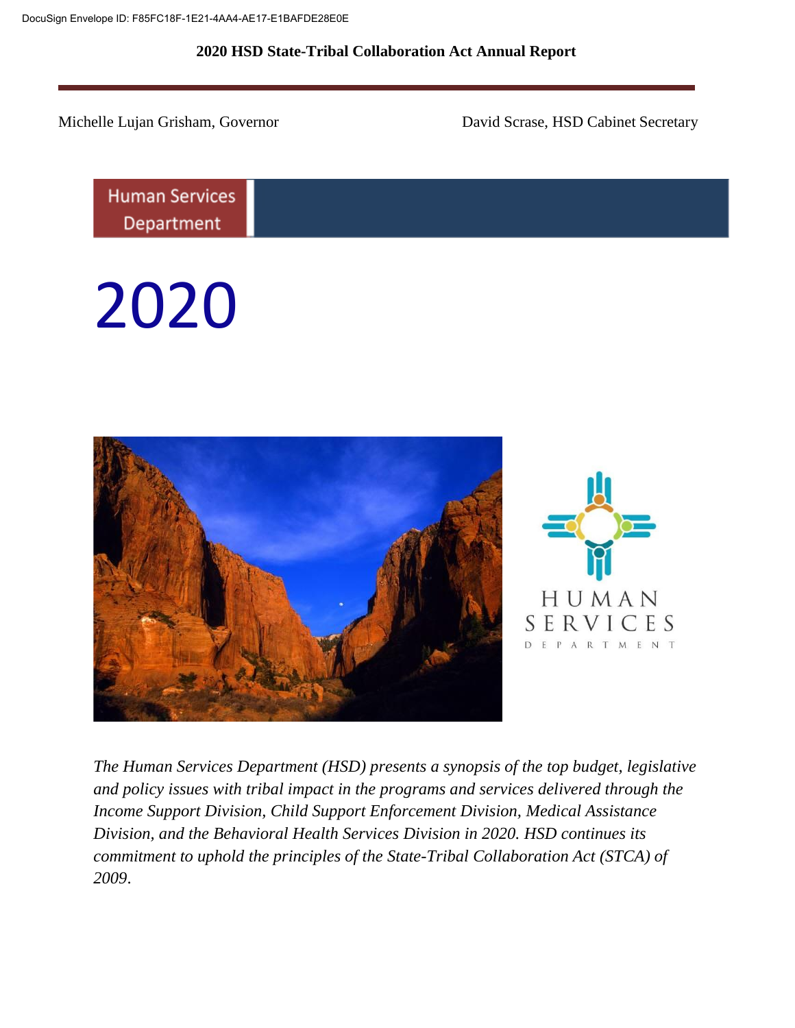DocuSign Envelope ID: F85FC18F-1E21-4AA4-AE17-E1BAFDE28E0E

# 2020 HSD State-Tribal Collaboration Act Annual Report

Michelle Lujan Grisham, Governor

David Scrase, HSD Cabinet Secretary

Human Services Department

# 2020

HUMAN SERVICES DEPARTMENT

*The Human Services Department (HSD) presents a synopsis of the top budget, legislative and policy issues with tribal impact in the programs and services delivered through the Income Support Division, Child Support Enforcement Division, Medical Assistance Division, and the Behavioral Health Services Division in 2020. HSD continues its commitment to uphold the principles of the State-Tribal Collaboration Act (STCA) of 2009.*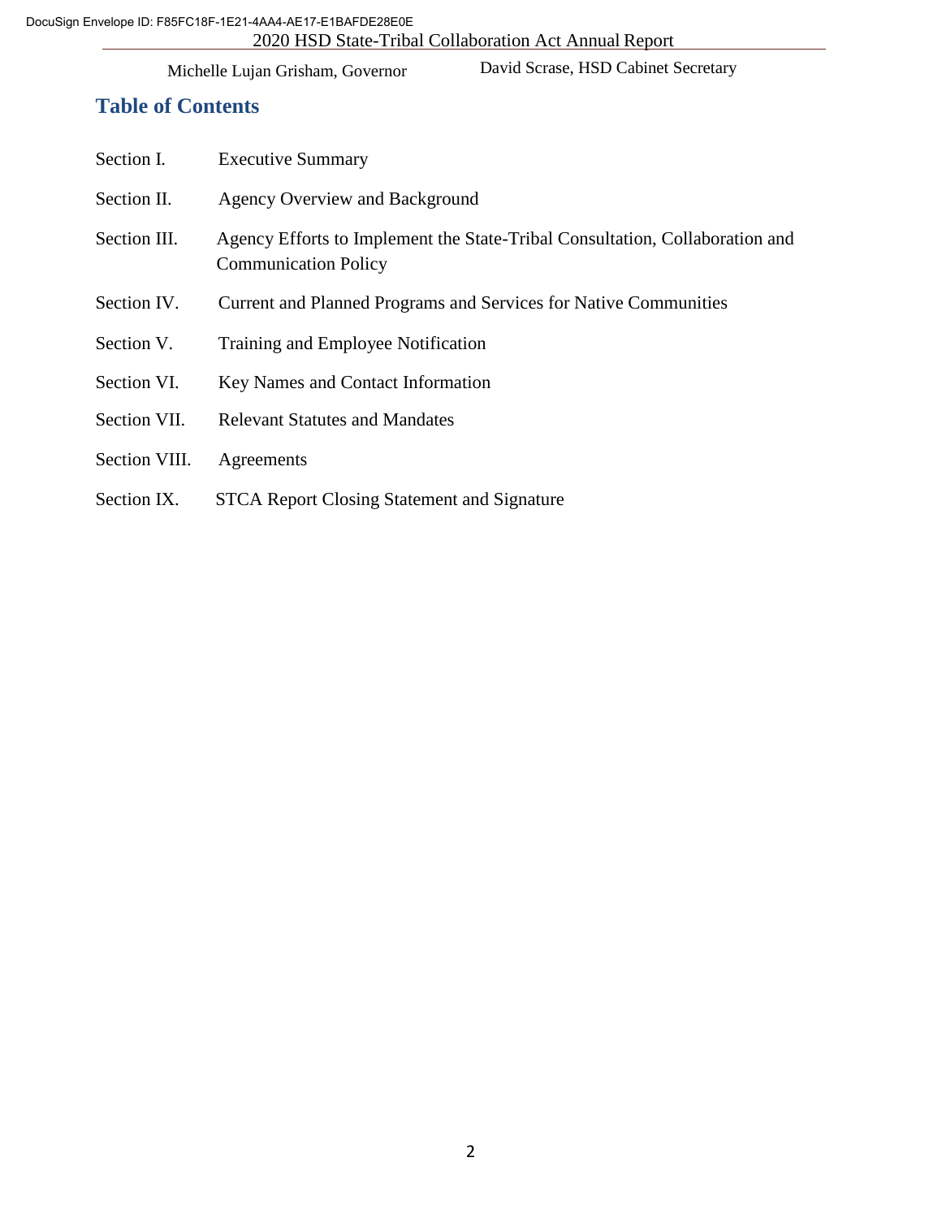## Table of Contents

| | |
|---|---|
| Section I. | Executive Summary |
| Section II. | Agency Overview and Background |
| Section III. | Agency Efforts to Implement the State-Tribal Consultation, Collaboration and Communication Policy |
| Section IV. | Current and Planned Programs and Services for Native Communities |
| Section V. | Training and Employee Notification |
| Section VI. | Key Names and Contact Information |
| Section VII. | Relevant Statutes and Mandates |
| Section VIII. | Agreements |
| Section IX. | STCA Report Closing Statement and Signature |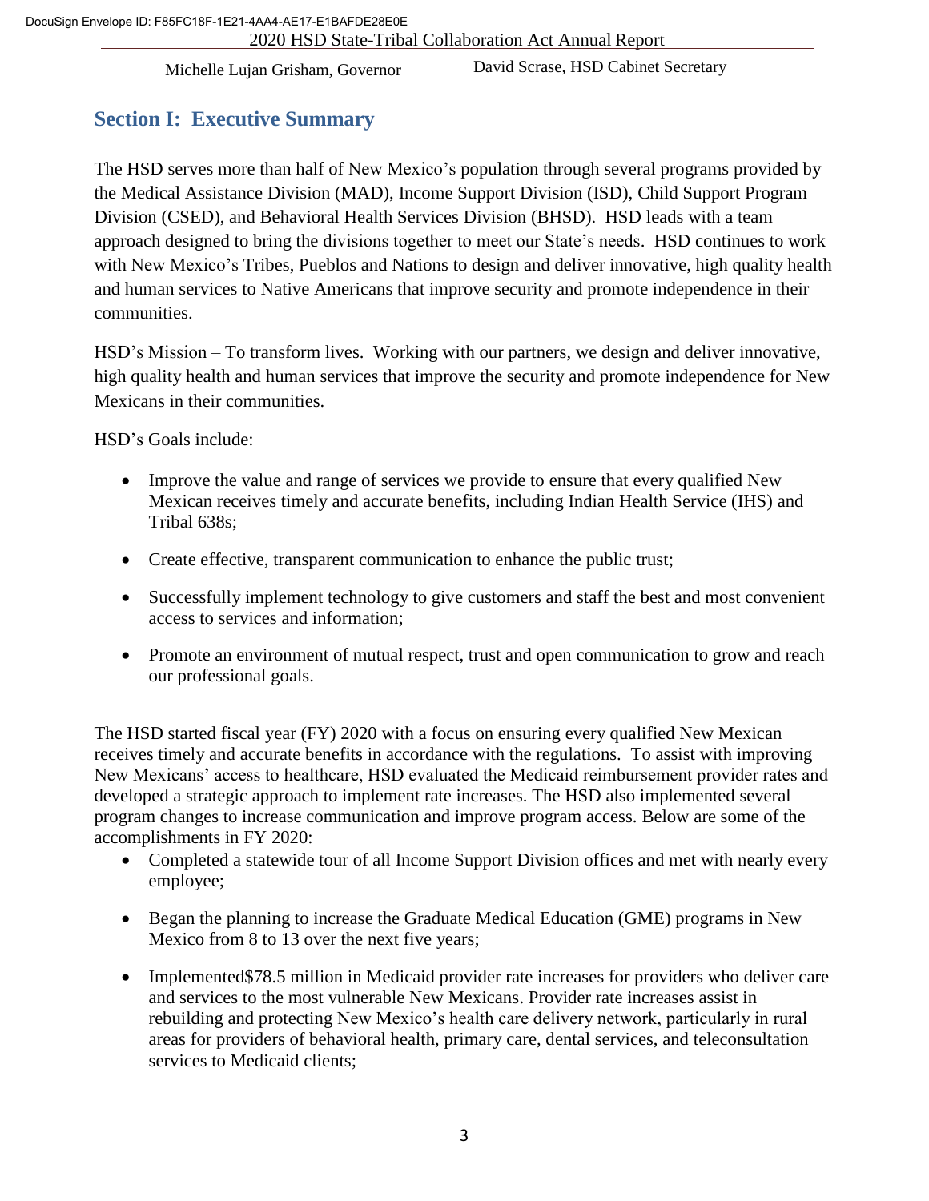## Section I: Executive Summary

The HSD serves more than half of New Mexico's population through several programs provided by the Medical Assistance Division (MAD), Income Support Division (ISD), Child Support Program Division (CSED), and Behavioral Health Services Division (BHSD). HSD leads with a team approach designed to bring the divisions together to meet our State's needs. HSD continues to work with New Mexico's Tribes, Pueblos and Nations to design and deliver innovative, high quality health and human services to Native Americans that improve security and promote independence in their communities.

HSD's Mission – To transform lives. Working with our partners, we design and deliver innovative, high quality health and human services that improve the security and promote independence for New Mexicans in their communities.

HSD's Goals include:

- Improve the value and range of services we provide to ensure that every qualified New Mexican receives timely and accurate benefits, including Indian Health Service (IHS) and Tribal 638s;
- Create effective, transparent communication to enhance the public trust;
- Successfully implement technology to give customers and staff the best and most convenient access to services and information;
- Promote an environment of mutual respect, trust and open communication to grow and reach our professional goals.

The HSD started fiscal year (FY) 2020 with a focus on ensuring every qualified New Mexican receives timely and accurate benefits in accordance with the regulations. To assist with improving New Mexicans' access to healthcare, HSD evaluated the Medicaid reimbursement provider rates and developed a strategic approach to implement rate increases. The HSD also implemented several program changes to increase communication and improve program access. Below are some of the accomplishments in FY 2020:

- Completed a statewide tour of all Income Support Division offices and met with nearly every employee;
- Began the planning to increase the Graduate Medical Education (GME) programs in New Mexico from 8 to 13 over the next five years;
- Implemented$78.5 million in Medicaid provider rate increases for providers who deliver care and services to the most vulnerable New Mexicans. Provider rate increases assist in rebuilding and protecting New Mexico's health care delivery network, particularly in rural areas for providers of behavioral health, primary care, dental services, and teleconsultation services to Medicaid clients;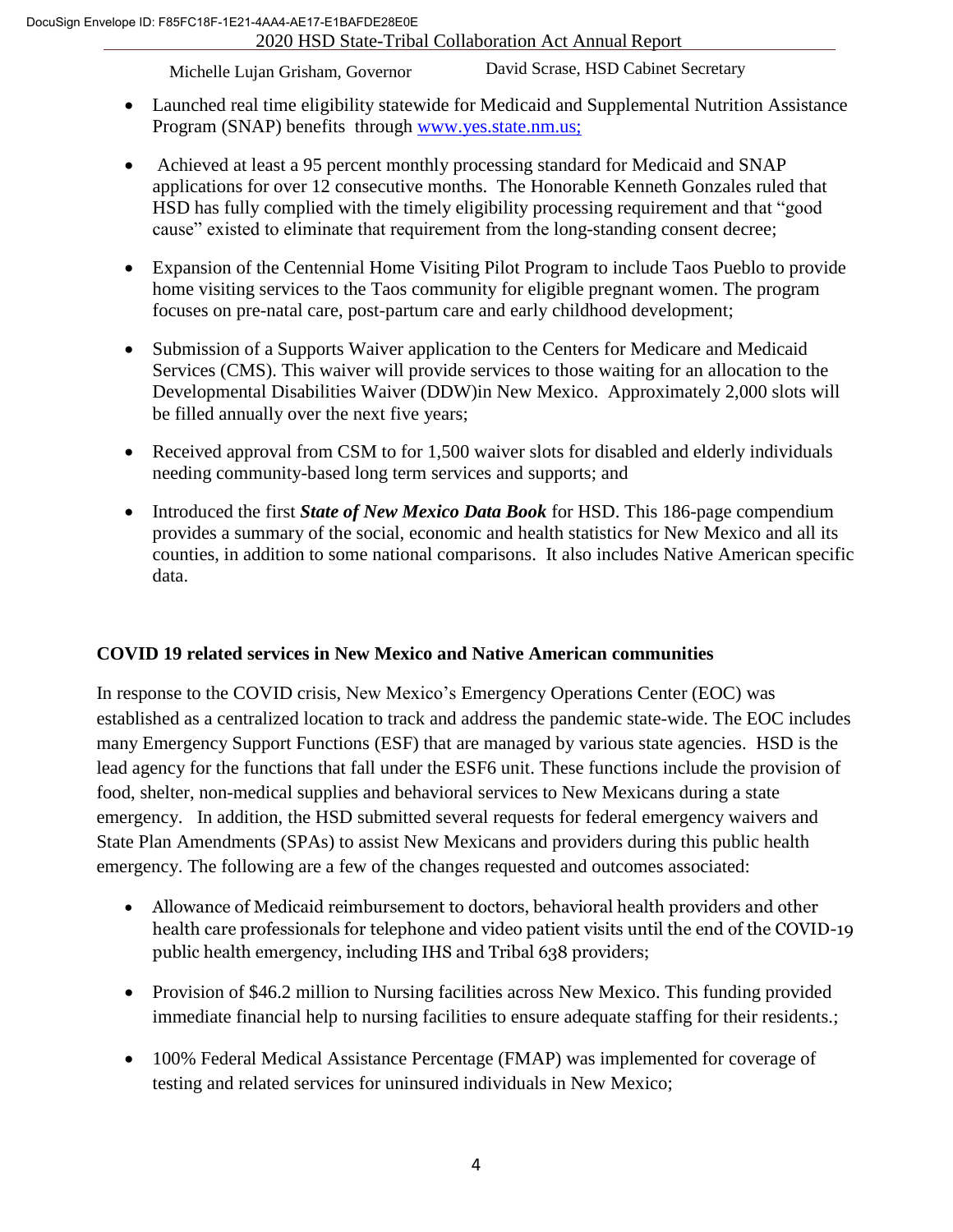- Launched real time eligibility statewide for Medicaid and Supplemental Nutrition Assistance Program (SNAP) benefits through [www.yes.state.nm.us;](www.yes.state.nm.us)

- Achieved at least a 95 percent monthly processing standard for Medicaid and SNAP applications for over 12 consecutive months. The Honorable Kenneth Gonzales ruled that HSD has fully complied with the timely eligibility processing requirement and that "good cause" existed to eliminate that requirement from the long-standing consent decree;

- Expansion of the Centennial Home Visiting Pilot Program to include Taos Pueblo to provide home visiting services to the Taos community for eligible pregnant women. The program focuses on pre-natal care, post-partum care and early childhood development;

- Submission of a Supports Waiver application to the Centers for Medicare and Medicaid Services (CMS). This waiver will provide services to those waiting for an allocation to the Developmental Disabilities Waiver (DDW)in New Mexico. Approximately 2,000 slots will be filled annually over the next five years;

- Received approval from CSM to for 1,500 waiver slots for disabled and elderly individuals needing community-based long term services and supports; and

- Introduced the first ***State of New Mexico Data Book*** for HSD. This 186-page compendium provides a summary of the social, economic and health statistics for New Mexico and all its counties, in addition to some national comparisons. It also includes Native American specific data.

**COVID 19 related services in New Mexico and Native American communities**

In response to the COVID crisis, New Mexico's Emergency Operations Center (EOC) was established as a centralized location to track and address the pandemic state-wide. The EOC includes many Emergency Support Functions (ESF) that are managed by various state agencies. HSD is the lead agency for the functions that fall under the ESF6 unit. These functions include the provision of food, shelter, non-medical supplies and behavioral services to New Mexicans during a state emergency. In addition, the HSD submitted several requests for federal emergency waivers and State Plan Amendments (SPAs) to assist New Mexicans and providers during this public health emergency. The following are a few of the changes requested and outcomes associated:

- Allowance of Medicaid reimbursement to doctors, behavioral health providers and other health care professionals for telephone and video patient visits until the end of the COVID-19 public health emergency, including IHS and Tribal 638 providers;

- Provision of $46.2 million to Nursing facilities across New Mexico. This funding provided immediate financial help to nursing facilities to ensure adequate staffing for their residents.;

- 100% Federal Medical Assistance Percentage (FMAP) was implemented for coverage of testing and related services for uninsured individuals in New Mexico;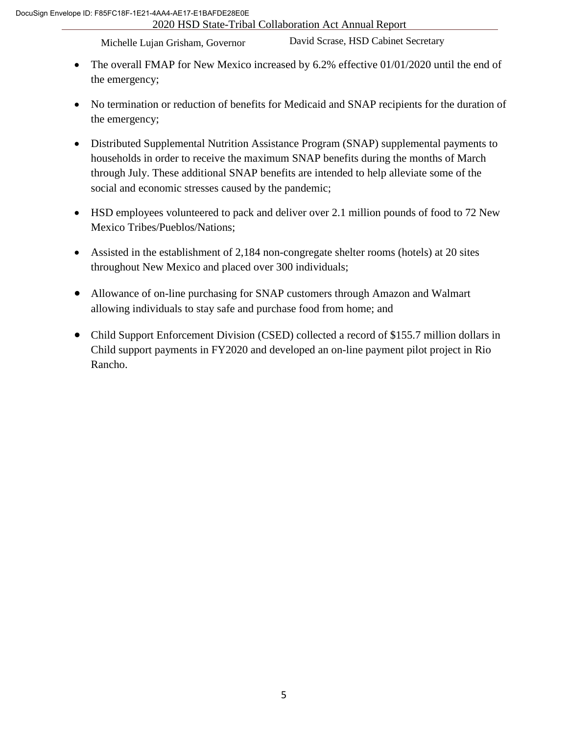- The overall FMAP for New Mexico increased by 6.2% effective 01/01/2020 until the end of the emergency;

- No termination or reduction of benefits for Medicaid and SNAP recipients for the duration of the emergency;

- Distributed Supplemental Nutrition Assistance Program (SNAP) supplemental payments to households in order to receive the maximum SNAP benefits during the months of March through July. These additional SNAP benefits are intended to help alleviate some of the social and economic stresses caused by the pandemic;

- HSD employees volunteered to pack and deliver over 2.1 million pounds of food to 72 New Mexico Tribes/Pueblos/Nations;

- Assisted in the establishment of 2,184 non-congregate shelter rooms (hotels) at 20 sites throughout New Mexico and placed over 300 individuals;

- Allowance of on-line purchasing for SNAP customers through Amazon and Walmart allowing individuals to stay safe and purchase food from home; and

- Child Support Enforcement Division (CSED) collected a record of $155.7 million dollars in Child support payments in FY2020 and developed an on-line payment pilot project in Rio Rancho.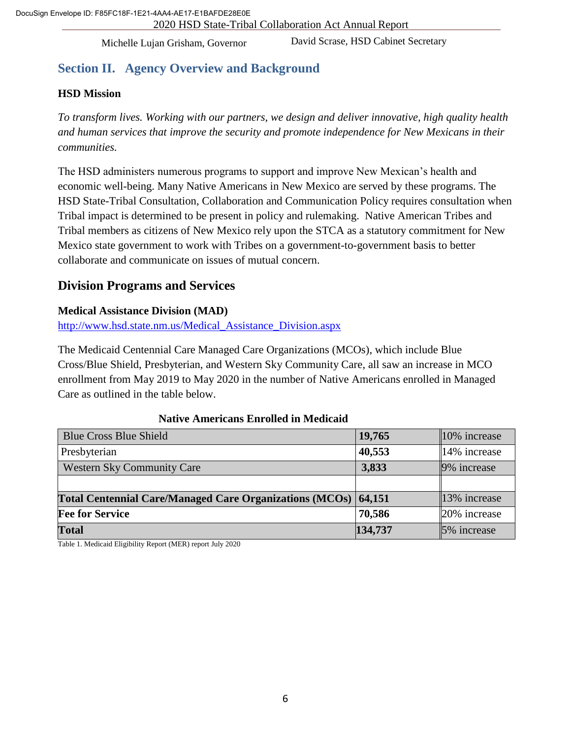## Section II. Agency Overview and Background

### HSD Mission

*To transform lives. Working with our partners, we design and deliver innovative, high quality health and human services that improve the security and promote independence for New Mexicans in their communities.*

The HSD administers numerous programs to support and improve New Mexican's health and economic well-being. Many Native Americans in New Mexico are served by these programs. The HSD State-Tribal Consultation, Collaboration and Communication Policy requires consultation when Tribal impact is determined to be present in policy and rulemaking. Native American Tribes and Tribal members as citizens of New Mexico rely upon the STCA as a statutory commitment for New Mexico state government to work with Tribes on a government-to-government basis to better collaborate and communicate on issues of mutual concern.

## Division Programs and Services

### Medical Assistance Division (MAD)

http://www.hsd.state.nm.us/Medical_Assistance_Division.aspx

The Medicaid Centennial Care Managed Care Organizations (MCOs), which include Blue Cross/Blue Shield, Presbyterian, and Western Sky Community Care, all saw an increase in MCO enrollment from May 2019 to May 2020 in the number of Native Americans enrolled in Managed Care as outlined in the table below.

**Native Americans Enrolled in Medicaid**

| | | |
|---|---|---|
| Blue Cross Blue Shield | **19,765** | 10% increase |
| Presbyterian | **40,553** | 14% increase |
| Western Sky Community Care | **3,833** | 9% increase |
| | | |
| **Total Centennial Care/Managed Care Organizations (MCOs)** | **64,151** | 13% increase |
| **Fee for Service** | **70,586** | 20% increase |
| **Total** | **134,737** | 5% increase |

Table 1. Medicaid Eligibility Report (MER) report July 2020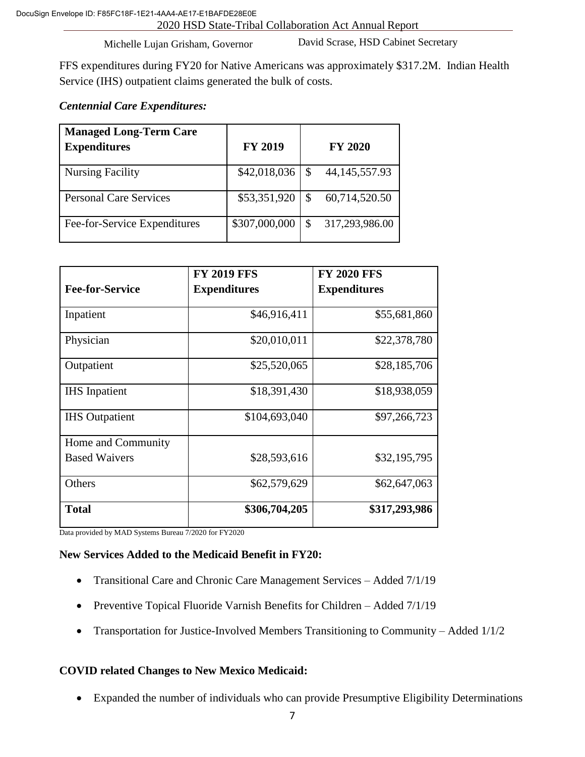FFS expenditures during FY20 for Native Americans was approximately $317.2M. Indian Health Service (IHS) outpatient claims generated the bulk of costs.

***Centennial Care Expenditures:***

| Managed Long-Term Care Expenditures | FY 2019 | FY 2020 |
|---|---|---|
| Nursing Facility | $42,018,036 | $ 44,145,557.93 |
| Personal Care Services | $53,351,920 | $ 60,714,520.50 |
| Fee-for-Service Expenditures | $307,000,000 | $ 317,293,986.00 |

| Fee-for-Service | FY 2019 FFS Expenditures | FY 2020 FFS Expenditures |
|---|---|---|
| Inpatient | $46,916,411 | $55,681,860 |
| Physician | $20,010,011 | $22,378,780 |
| Outpatient | $25,520,065 | $28,185,706 |
| IHS Inpatient | $18,391,430 | $18,938,059 |
| IHS Outpatient | $104,693,040 | $97,266,723 |
| Home and Community Based Waivers | $28,593,616 | $32,195,795 |
| Others | $62,579,629 | $62,647,063 |
| **Total** | **$306,704,205** | **$317,293,986** |

Data provided by MAD Systems Bureau 7/2020 for FY2020

**New Services Added to the Medicaid Benefit in FY20:**

- Transitional Care and Chronic Care Management Services – Added 7/1/19
- Preventive Topical Fluoride Varnish Benefits for Children – Added 7/1/19
- Transportation for Justice-Involved Members Transitioning to Community – Added 1/1/2

**COVID related Changes to New Mexico Medicaid:**

- Expanded the number of individuals who can provide Presumptive Eligibility Determinations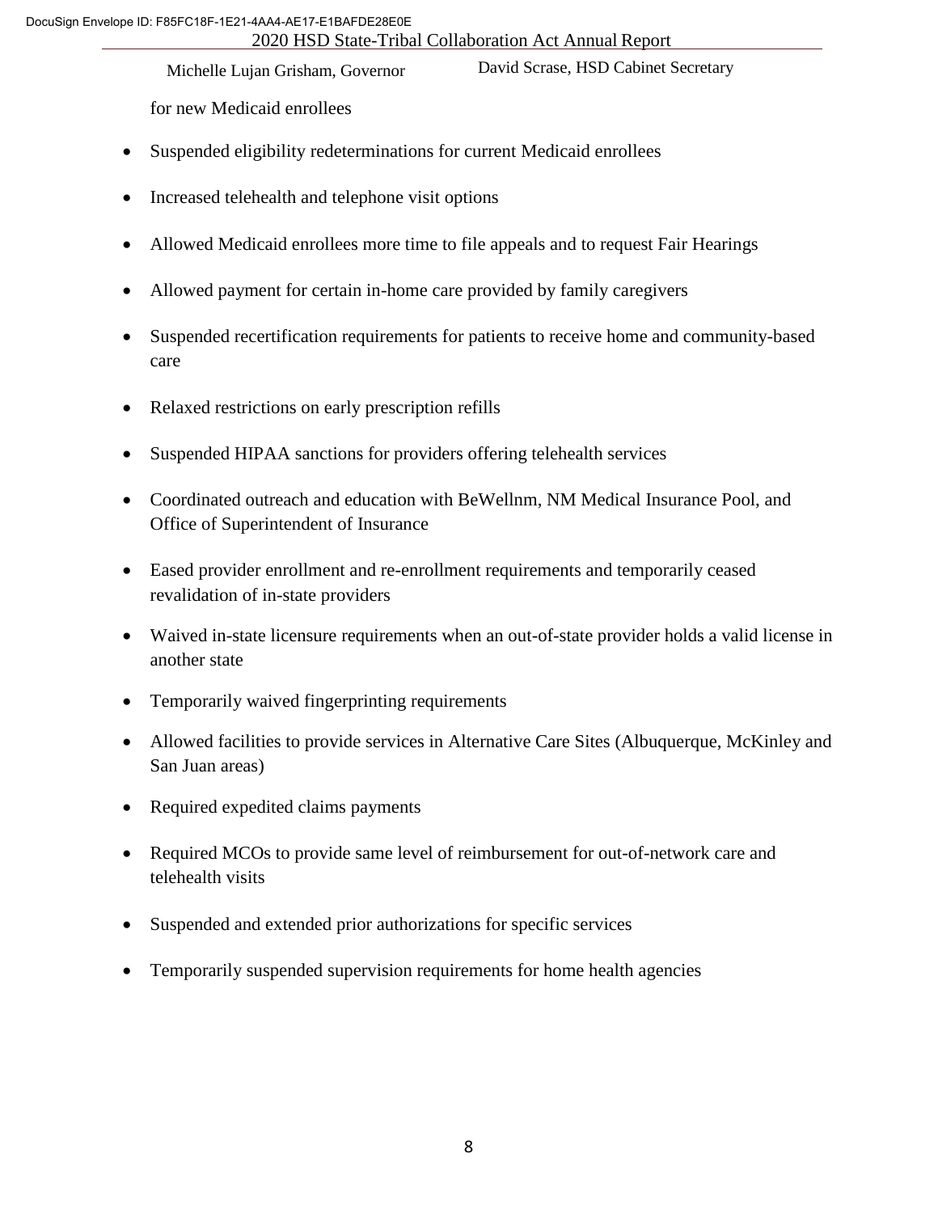for new Medicaid enrollees

- Suspended eligibility redeterminations for current Medicaid enrollees
- Increased telehealth and telephone visit options
- Allowed Medicaid enrollees more time to file appeals and to request Fair Hearings
- Allowed payment for certain in-home care provided by family caregivers
- Suspended recertification requirements for patients to receive home and community-based care
- Relaxed restrictions on early prescription refills
- Suspended HIPAA sanctions for providers offering telehealth services
- Coordinated outreach and education with BeWellnm, NM Medical Insurance Pool, and Office of Superintendent of Insurance
- Eased provider enrollment and re-enrollment requirements and temporarily ceased revalidation of in-state providers
- Waived in-state licensure requirements when an out-of-state provider holds a valid license in another state
- Temporarily waived fingerprinting requirements
- Allowed facilities to provide services in Alternative Care Sites (Albuquerque, McKinley and San Juan areas)
- Required expedited claims payments
- Required MCOs to provide same level of reimbursement for out-of-network care and telehealth visits
- Suspended and extended prior authorizations for specific services
- Temporarily suspended supervision requirements for home health agencies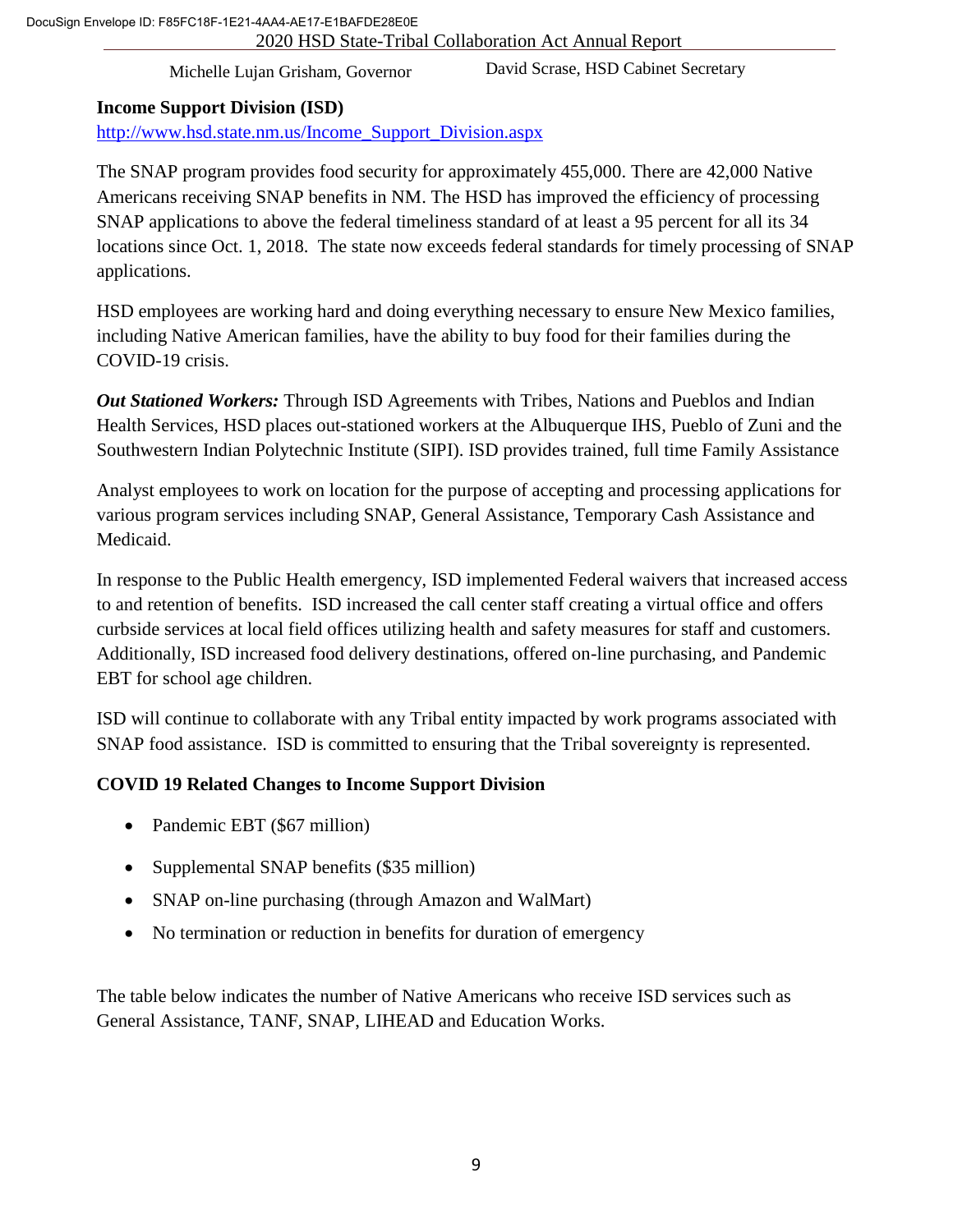**Income Support Division (ISD)**

http://www.hsd.state.nm.us/Income_Support_Division.aspx

The SNAP program provides food security for approximately 455,000. There are 42,000 Native Americans receiving SNAP benefits in NM. The HSD has improved the efficiency of processing SNAP applications to above the federal timeliness standard of at least a 95 percent for all its 34 locations since Oct. 1, 2018. The state now exceeds federal standards for timely processing of SNAP applications.

HSD employees are working hard and doing everything necessary to ensure New Mexico families, including Native American families, have the ability to buy food for their families during the COVID-19 crisis.

***Out Stationed Workers:*** Through ISD Agreements with Tribes, Nations and Pueblos and Indian Health Services, HSD places out-stationed workers at the Albuquerque IHS, Pueblo of Zuni and the Southwestern Indian Polytechnic Institute (SIPI). ISD provides trained, full time Family Assistance Analyst employees to work on location for the purpose of accepting and processing applications for various program services including SNAP, General Assistance, Temporary Cash Assistance and Medicaid.

In response to the Public Health emergency, ISD implemented Federal waivers that increased access to and retention of benefits. ISD increased the call center staff creating a virtual office and offers curbside services at local field offices utilizing health and safety measures for staff and customers. Additionally, ISD increased food delivery destinations, offered on-line purchasing, and Pandemic EBT for school age children.

ISD will continue to collaborate with any Tribal entity impacted by work programs associated with SNAP food assistance. ISD is committed to ensuring that the Tribal sovereignty is represented.

**COVID 19 Related Changes to Income Support Division**

- Pandemic EBT ($67 million)
- Supplemental SNAP benefits ($35 million)
- SNAP on-line purchasing (through Amazon and WalMart)
- No termination or reduction in benefits for duration of emergency

The table below indicates the number of Native Americans who receive ISD services such as General Assistance, TANF, SNAP, LIHEAD and Education Works.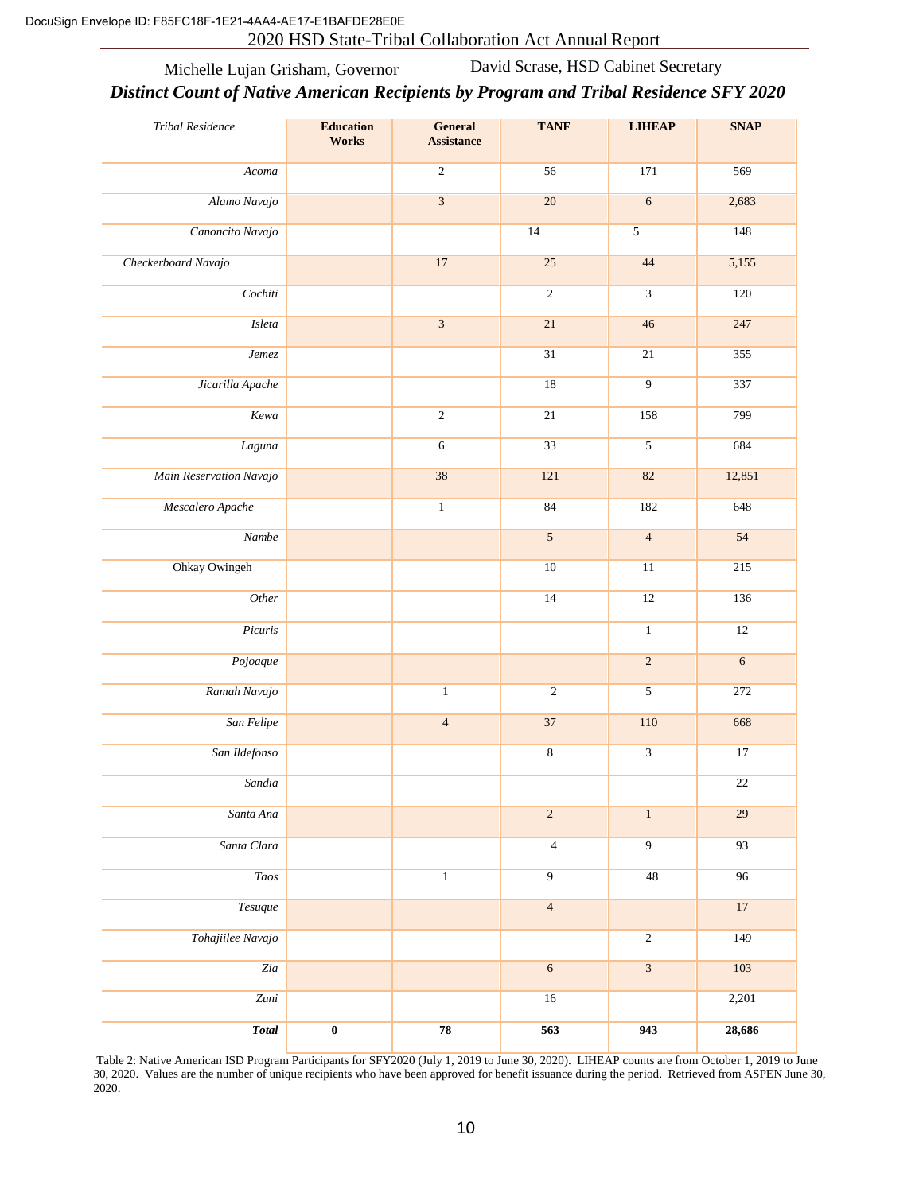Michelle Lujan Grisham, Governor David Scrase, HSD Cabinet Secretary

***Distinct Count of Native American Recipients by Program and Tribal Residence SFY 2020***

| *Tribal Residence* | Education Works | General Assistance | TANF | LIHEAP | SNAP |
|---|---|---|---|---|---|
| *Acoma* | | 2 | 56 | 171 | 569 |
| *Alamo Navajo* | | 3 | 20 | 6 | 2,683 |
| *Canoncito Navajo* | | | 14 | 5 | 148 |
| *Checkerboard Navajo* | | 17 | 25 | 44 | 5,155 |
| *Cochiti* | | | 2 | 3 | 120 |
| *Isleta* | | 3 | 21 | 46 | 247 |
| *Jemez* | | | 31 | 21 | 355 |
| *Jicarilla Apache* | | | 18 | 9 | 337 |
| *Kewa* | | 2 | 21 | 158 | 799 |
| *Laguna* | | 6 | 33 | 5 | 684 |
| *Main Reservation Navajo* | | 38 | 121 | 82 | 12,851 |
| *Mescalero Apache* | | 1 | 84 | 182 | 648 |
| *Nambe* | | | 5 | 4 | 54 |
| Ohkay Owingeh | | | 10 | 11 | 215 |
| *Other* | | | 14 | 12 | 136 |
| *Picuris* | | | | 1 | 12 |
| *Pojoaque* | | | | 2 | 6 |
| *Ramah Navajo* | | 1 | 2 | 5 | 272 |
| *San Felipe* | | 4 | 37 | 110 | 668 |
| *San Ildefonso* | | | 8 | 3 | 17 |
| *Sandia* | | | | | 22 |
| *Santa Ana* | | | 2 | 1 | 29 |
| *Santa Clara* | | | 4 | 9 | 93 |
| *Taos* | | 1 | 9 | 48 | 96 |
| *Tesuque* | | | 4 | | 17 |
| *Tohajiilee Navajo* | | | | 2 | 149 |
| *Zia* | | | 6 | 3 | 103 |
| *Zuni* | | | 16 | | 2,201 |
| ***Total*** | **0** | **78** | **563** | **943** | **28,686** |

Table 2: Native American ISD Program Participants for SFY2020 (July 1, 2019 to June 30, 2020). LIHEAP counts are from October 1, 2019 to June 30, 2020. Values are the number of unique recipients who have been approved for benefit issuance during the period. Retrieved from ASPEN June 30, 2020.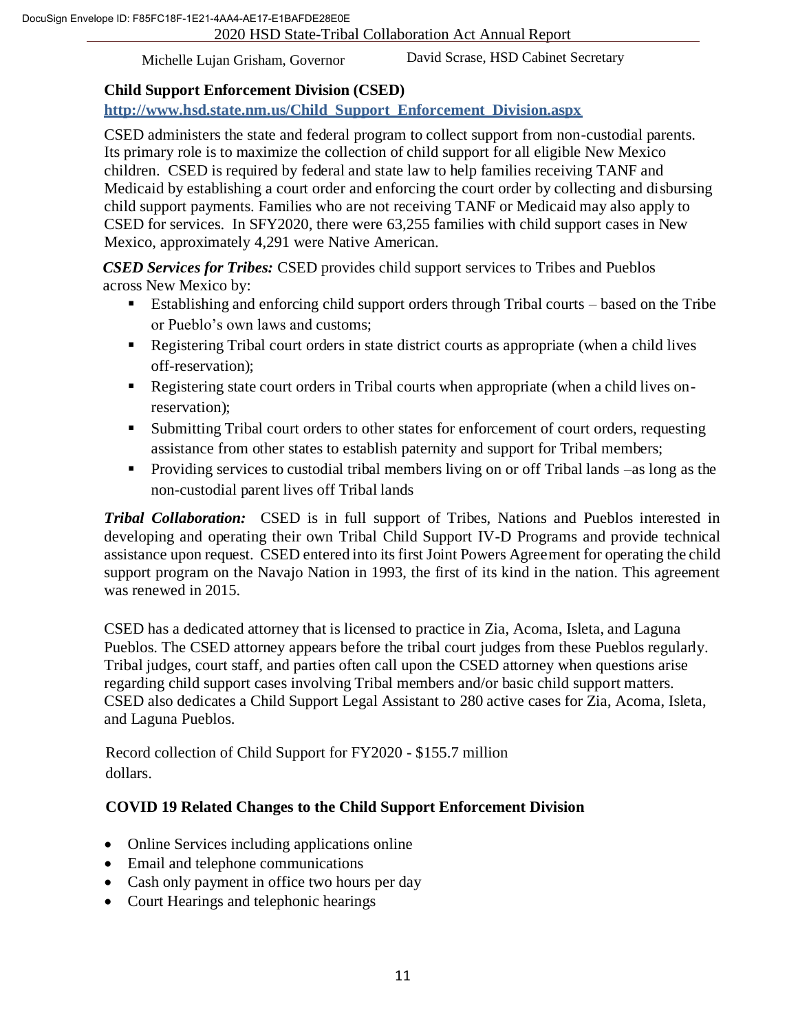## Child Support Enforcement Division (CSED)

http://www.hsd.state.nm.us/Child_Support_Enforcement_Division.aspx

CSED administers the state and federal program to collect support from non-custodial parents. Its primary role is to maximize the collection of child support for all eligible New Mexico children. CSED is required by federal and state law to help families receiving TANF and Medicaid by establishing a court order and enforcing the court order by collecting and disbursing child support payments. Families who are not receiving TANF or Medicaid may also apply to CSED for services. In SFY2020, there were 63,255 families with child support cases in New Mexico, approximately 4,291 were Native American.

***CSED Services for Tribes:*** CSED provides child support services to Tribes and Pueblos across New Mexico by:

- Establishing and enforcing child support orders through Tribal courts – based on the Tribe or Pueblo's own laws and customs;
- Registering Tribal court orders in state district courts as appropriate (when a child lives off-reservation);
- Registering state court orders in Tribal courts when appropriate (when a child lives on-reservation);
- Submitting Tribal court orders to other states for enforcement of court orders, requesting assistance from other states to establish paternity and support for Tribal members;
- Providing services to custodial tribal members living on or off Tribal lands –as long as the non-custodial parent lives off Tribal lands

***Tribal Collaboration:*** CSED is in full support of Tribes, Nations and Pueblos interested in developing and operating their own Tribal Child Support IV-D Programs and provide technical assistance upon request. CSED entered into its first Joint Powers Agreement for operating the child support program on the Navajo Nation in 1993, the first of its kind in the nation. This agreement was renewed in 2015.

CSED has a dedicated attorney that is licensed to practice in Zia, Acoma, Isleta, and Laguna Pueblos. The CSED attorney appears before the tribal court judges from these Pueblos regularly. Tribal judges, court staff, and parties often call upon the CSED attorney when questions arise regarding child support cases involving Tribal members and/or basic child support matters. CSED also dedicates a Child Support Legal Assistant to 280 active cases for Zia, Acoma, Isleta, and Laguna Pueblos.

Record collection of Child Support for FY2020 - $155.7 million dollars.

### COVID 19 Related Changes to the Child Support Enforcement Division

- Online Services including applications online
- Email and telephone communications
- Cash only payment in office two hours per day
- Court Hearings and telephonic hearings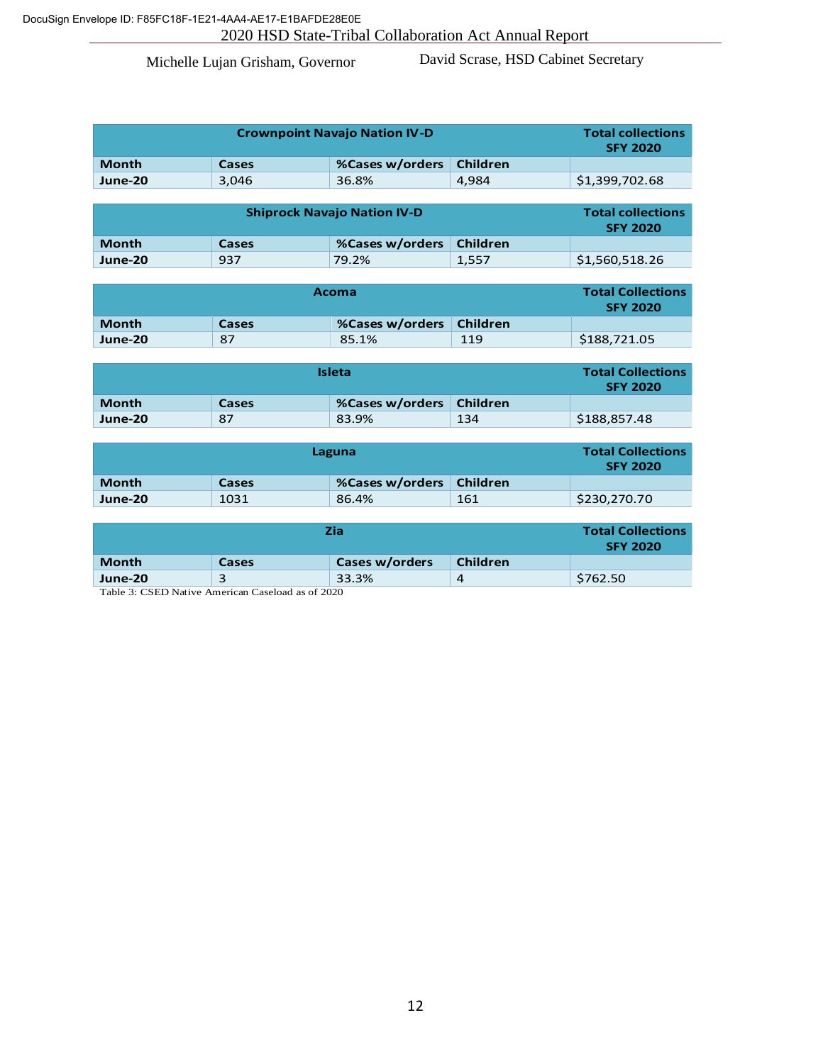| Crownpoint Navajo Nation IV-D | | | | Total collections SFY 2020 |
|---|---|---|---|---|
| **Month** | **Cases** | **%Cases w/orders** | **Children** | |
| **June-20** | 3,046 | 36.8% | 4,984 | $1,399,702.68 |

| Shiprock Navajo Nation IV-D | | | | Total collections SFY 2020 |
|---|---|---|---|---|
| **Month** | **Cases** | **%Cases w/orders** | **Children** | |
| **June-20** | 937 | 79.2% | 1,557 | $1,560,518.26 |

| Acoma | | | | Total Collections SFY 2020 |
|---|---|---|---|---|
| **Month** | **Cases** | **%Cases w/orders** | **Children** | |
| **June-20** | 87 | 85.1% | 119 | $188,721.05 |

| Isleta | | | | Total Collections SFY 2020 |
|---|---|---|---|---|
| **Month** | **Cases** | **%Cases w/orders** | **Children** | |
| **June-20** | 87 | 83.9% | 134 | $188,857.48 |

| Laguna | | | | Total Collections SFY 2020 |
|---|---|---|---|---|
| **Month** | **Cases** | **%Cases w/orders** | **Children** | |
| **June-20** | 1031 | 86.4% | 161 | $230,270.70 |

| Zia | | | | Total Collections SFY 2020 |
|---|---|---|---|---|
| **Month** | **Cases** | **Cases w/orders** | **Children** | |
| **June-20** | 3 | 33.3% | 4 | $762.50 |

Table 3: CSED Native American Caseload as of 2020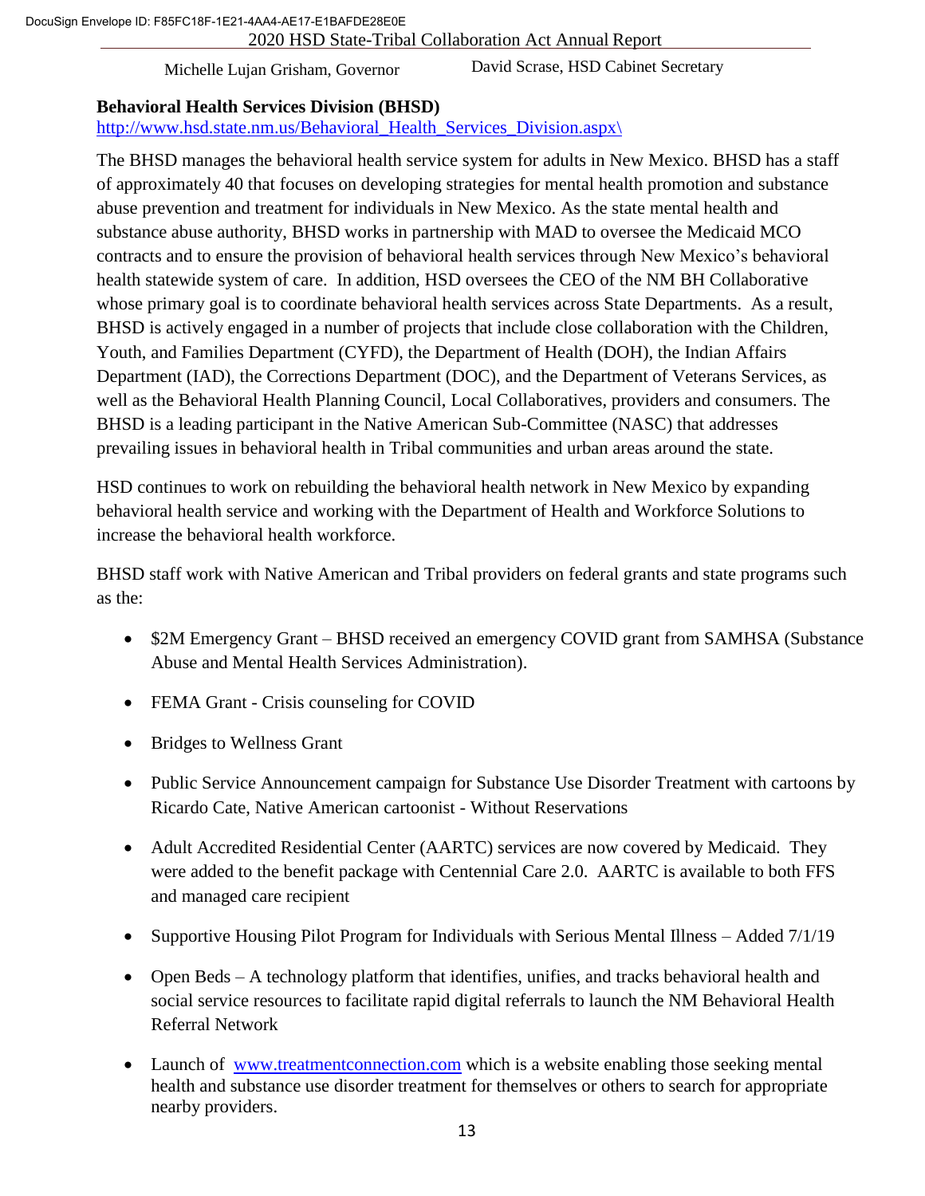## Behavioral Health Services Division (BHSD)

http://www.hsd.state.nm.us/Behavioral_Health_Services_Division.aspx\

The BHSD manages the behavioral health service system for adults in New Mexico. BHSD has a staff of approximately 40 that focuses on developing strategies for mental health promotion and substance abuse prevention and treatment for individuals in New Mexico. As the state mental health and substance abuse authority, BHSD works in partnership with MAD to oversee the Medicaid MCO contracts and to ensure the provision of behavioral health services through New Mexico's behavioral health statewide system of care. In addition, HSD oversees the CEO of the NM BH Collaborative whose primary goal is to coordinate behavioral health services across State Departments. As a result, BHSD is actively engaged in a number of projects that include close collaboration with the Children, Youth, and Families Department (CYFD), the Department of Health (DOH), the Indian Affairs Department (IAD), the Corrections Department (DOC), and the Department of Veterans Services, as well as the Behavioral Health Planning Council, Local Collaboratives, providers and consumers. The BHSD is a leading participant in the Native American Sub-Committee (NASC) that addresses prevailing issues in behavioral health in Tribal communities and urban areas around the state.

HSD continues to work on rebuilding the behavioral health network in New Mexico by expanding behavioral health service and working with the Department of Health and Workforce Solutions to increase the behavioral health workforce.

BHSD staff work with Native American and Tribal providers on federal grants and state programs such as the:

- $2M Emergency Grant – BHSD received an emergency COVID grant from SAMHSA (Substance Abuse and Mental Health Services Administration).
- FEMA Grant - Crisis counseling for COVID
- Bridges to Wellness Grant
- Public Service Announcement campaign for Substance Use Disorder Treatment with cartoons by Ricardo Cate, Native American cartoonist - Without Reservations
- Adult Accredited Residential Center (AARTC) services are now covered by Medicaid. They were added to the benefit package with Centennial Care 2.0. AARTC is available to both FFS and managed care recipient
- Supportive Housing Pilot Program for Individuals with Serious Mental Illness – Added 7/1/19
- Open Beds – A technology platform that identifies, unifies, and tracks behavioral health and social service resources to facilitate rapid digital referrals to launch the NM Behavioral Health Referral Network
- Launch of www.treatmentconnection.com which is a website enabling those seeking mental health and substance use disorder treatment for themselves or others to search for appropriate nearby providers.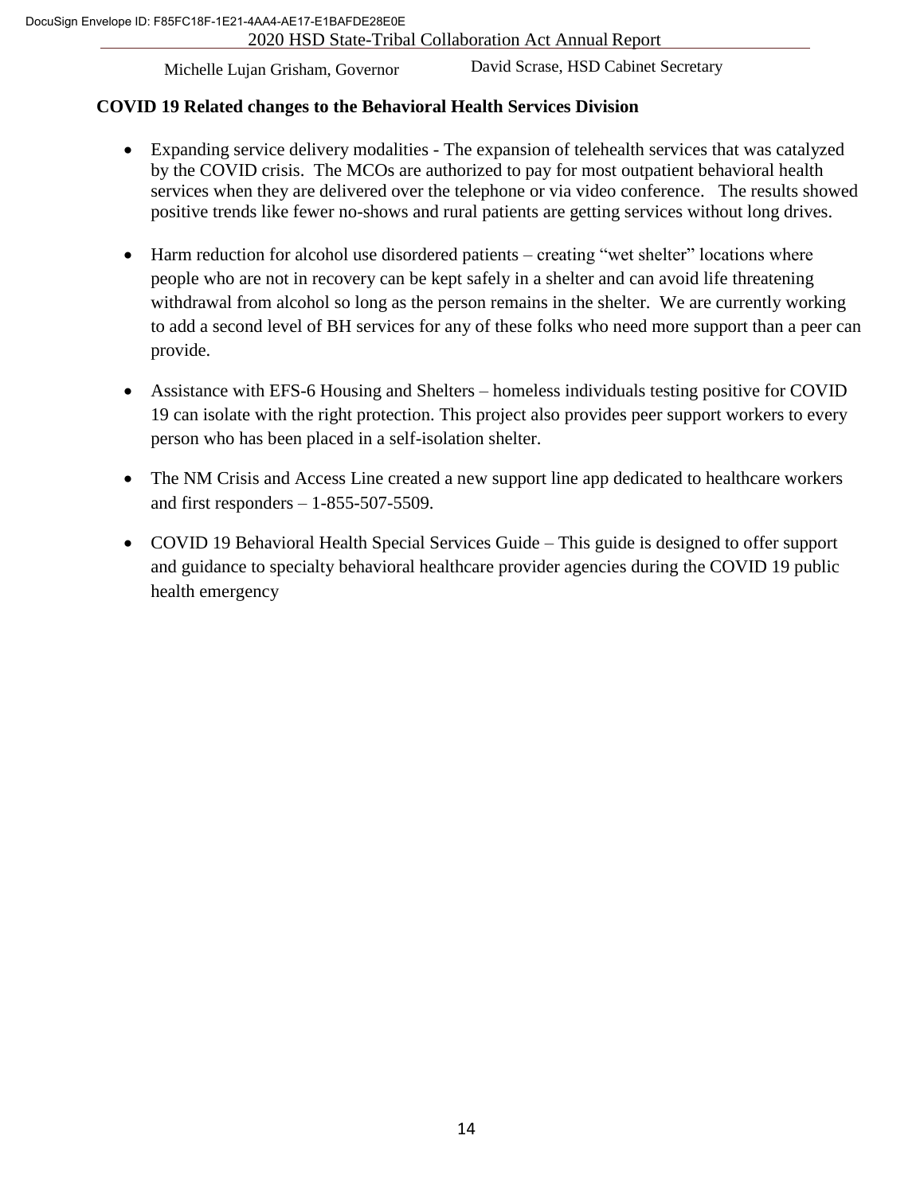**COVID 19 Related changes to the Behavioral Health Services Division**

- Expanding service delivery modalities - The expansion of telehealth services that was catalyzed by the COVID crisis. The MCOs are authorized to pay for most outpatient behavioral health services when they are delivered over the telephone or via video conference. The results showed positive trends like fewer no-shows and rural patients are getting services without long drives.

- Harm reduction for alcohol use disordered patients – creating "wet shelter" locations where people who are not in recovery can be kept safely in a shelter and can avoid life threatening withdrawal from alcohol so long as the person remains in the shelter. We are currently working to add a second level of BH services for any of these folks who need more support than a peer can provide.

- Assistance with EFS-6 Housing and Shelters – homeless individuals testing positive for COVID 19 can isolate with the right protection. This project also provides peer support workers to every person who has been placed in a self-isolation shelter.

- The NM Crisis and Access Line created a new support line app dedicated to healthcare workers and first responders – 1-855-507-5509.

- COVID 19 Behavioral Health Special Services Guide – This guide is designed to offer support and guidance to specialty behavioral healthcare provider agencies during the COVID 19 public health emergency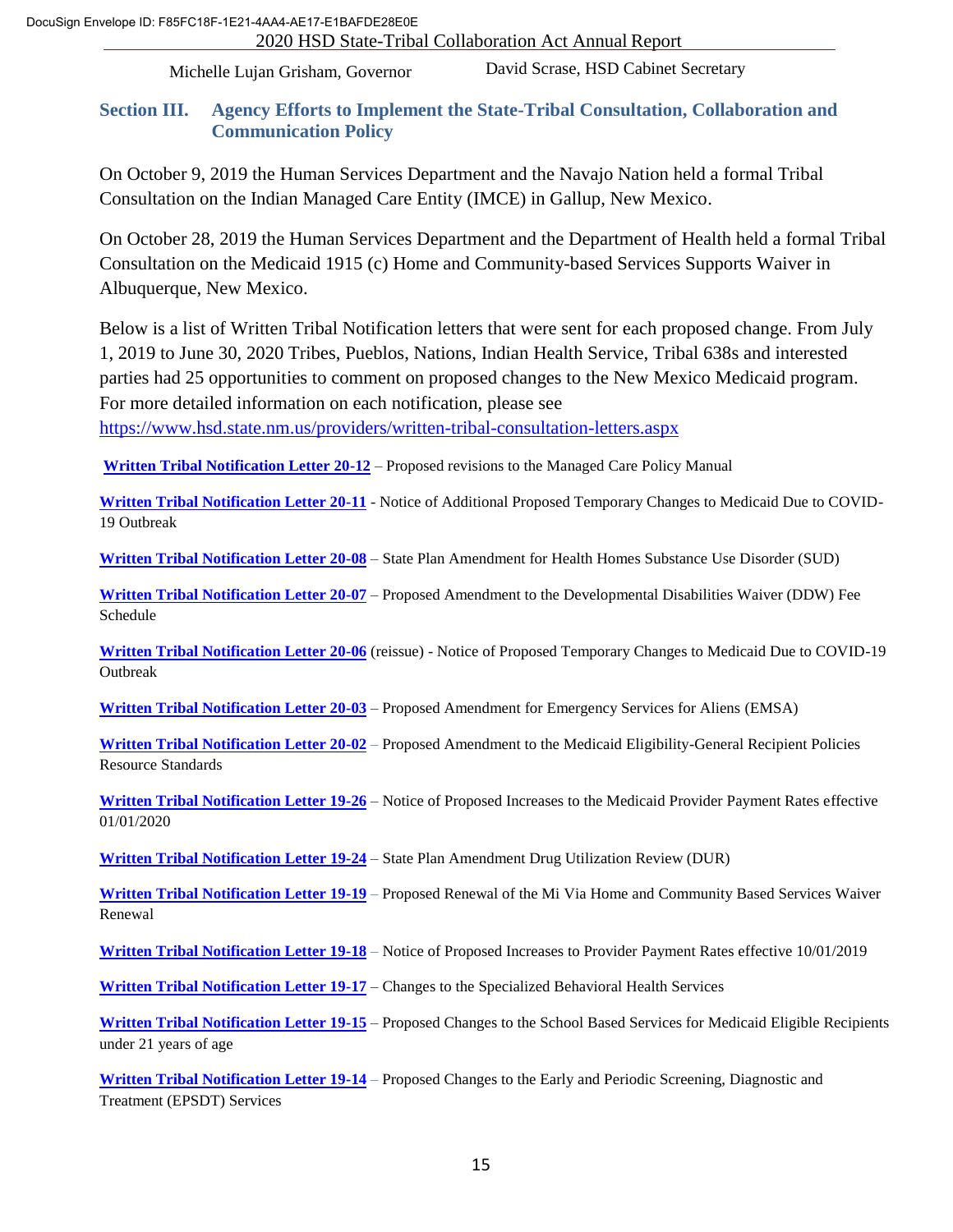## Section III. Agency Efforts to Implement the State-Tribal Consultation, Collaboration and Communication Policy

On October 9, 2019 the Human Services Department and the Navajo Nation held a formal Tribal Consultation on the Indian Managed Care Entity (IMCE) in Gallup, New Mexico.

On October 28, 2019 the Human Services Department and the Department of Health held a formal Tribal Consultation on the Medicaid 1915 (c) Home and Community-based Services Supports Waiver in Albuquerque, New Mexico.

Below is a list of Written Tribal Notification letters that were sent for each proposed change. From July 1, 2019 to June 30, 2020 Tribes, Pueblos, Nations, Indian Health Service, Tribal 638s and interested parties had 25 opportunities to comment on proposed changes to the New Mexico Medicaid program. For more detailed information on each notification, please see https://www.hsd.state.nm.us/providers/written-tribal-consultation-letters.aspx

**Written Tribal Notification Letter 20-12** – Proposed revisions to the Managed Care Policy Manual

**Written Tribal Notification Letter 20-11** - Notice of Additional Proposed Temporary Changes to Medicaid Due to COVID-19 Outbreak

**Written Tribal Notification Letter 20-08** – State Plan Amendment for Health Homes Substance Use Disorder (SUD)

**Written Tribal Notification Letter 20-07** – Proposed Amendment to the Developmental Disabilities Waiver (DDW) Fee Schedule

**Written Tribal Notification Letter 20-06** (reissue) - Notice of Proposed Temporary Changes to Medicaid Due to COVID-19 Outbreak

**Written Tribal Notification Letter 20-03** – Proposed Amendment for Emergency Services for Aliens (EMSA)

**Written Tribal Notification Letter 20-02** – Proposed Amendment to the Medicaid Eligibility-General Recipient Policies Resource Standards

**Written Tribal Notification Letter 19-26** – Notice of Proposed Increases to the Medicaid Provider Payment Rates effective 01/01/2020

**Written Tribal Notification Letter 19-24** – State Plan Amendment Drug Utilization Review (DUR)

**Written Tribal Notification Letter 19-19** – Proposed Renewal of the Mi Via Home and Community Based Services Waiver Renewal

**Written Tribal Notification Letter 19-18** – Notice of Proposed Increases to Provider Payment Rates effective 10/01/2019

**Written Tribal Notification Letter 19-17** – Changes to the Specialized Behavioral Health Services

**Written Tribal Notification Letter 19-15** – Proposed Changes to the School Based Services for Medicaid Eligible Recipients under 21 years of age

**Written Tribal Notification Letter 19-14** – Proposed Changes to the Early and Periodic Screening, Diagnostic and Treatment (EPSDT) Services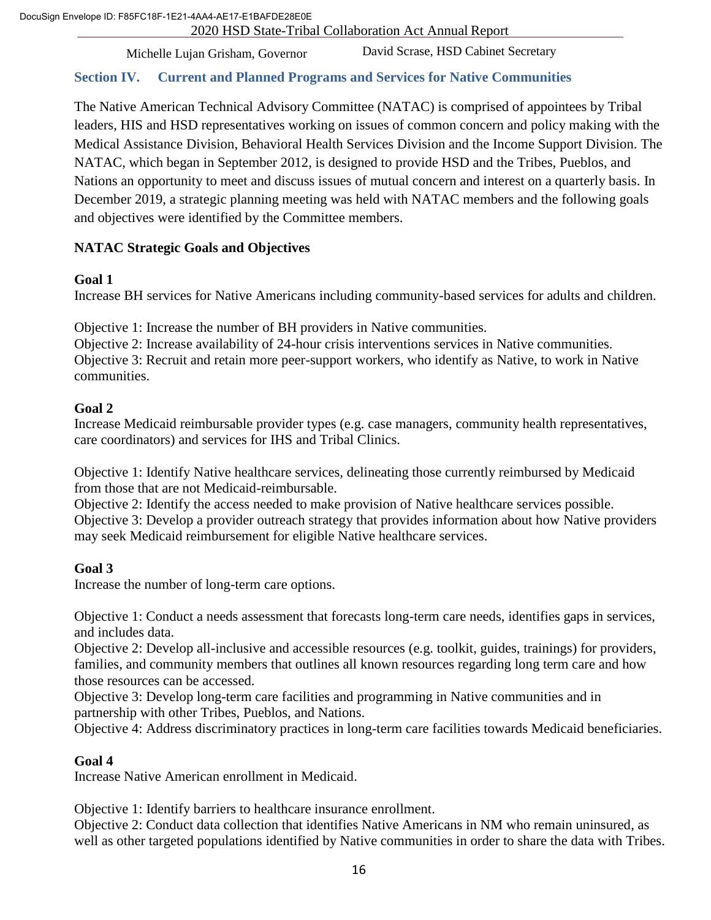## Section IV. Current and Planned Programs and Services for Native Communities

The Native American Technical Advisory Committee (NATAC) is comprised of appointees by Tribal leaders, HIS and HSD representatives working on issues of common concern and policy making with the Medical Assistance Division, Behavioral Health Services Division and the Income Support Division. The NATAC, which began in September 2012, is designed to provide HSD and the Tribes, Pueblos, and Nations an opportunity to meet and discuss issues of mutual concern and interest on a quarterly basis. In December 2019, a strategic planning meeting was held with NATAC members and the following goals and objectives were identified by the Committee members.

### NATAC Strategic Goals and Objectives

**Goal 1**

Increase BH services for Native Americans including community-based services for adults and children.

Objective 1: Increase the number of BH providers in Native communities.
Objective 2: Increase availability of 24-hour crisis interventions services in Native communities.
Objective 3: Recruit and retain more peer-support workers, who identify as Native, to work in Native communities.

**Goal 2**

Increase Medicaid reimbursable provider types (e.g. case managers, community health representatives, care coordinators) and services for IHS and Tribal Clinics.

Objective 1: Identify Native healthcare services, delineating those currently reimbursed by Medicaid from those that are not Medicaid-reimbursable.
Objective 2: Identify the access needed to make provision of Native healthcare services possible.
Objective 3: Develop a provider outreach strategy that provides information about how Native providers may seek Medicaid reimbursement for eligible Native healthcare services.

**Goal 3**

Increase the number of long-term care options.

Objective 1: Conduct a needs assessment that forecasts long-term care needs, identifies gaps in services, and includes data.
Objective 2: Develop all-inclusive and accessible resources (e.g. toolkit, guides, trainings) for providers, families, and community members that outlines all known resources regarding long term care and how those resources can be accessed.
Objective 3: Develop long-term care facilities and programming in Native communities and in partnership with other Tribes, Pueblos, and Nations.
Objective 4: Address discriminatory practices in long-term care facilities towards Medicaid beneficiaries.

**Goal 4**

Increase Native American enrollment in Medicaid.

Objective 1: Identify barriers to healthcare insurance enrollment.
Objective 2: Conduct data collection that identifies Native Americans in NM who remain uninsured, as well as other targeted populations identified by Native communities in order to share the data with Tribes.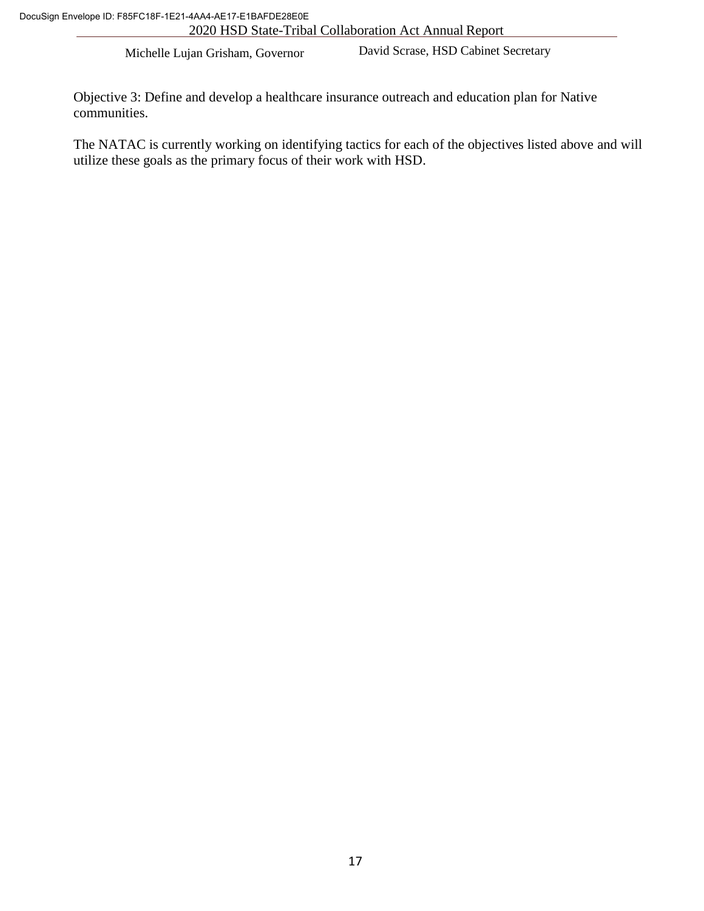Objective 3: Define and develop a healthcare insurance outreach and education plan for Native communities.

The NATAC is currently working on identifying tactics for each of the objectives listed above and will utilize these goals as the primary focus of their work with HSD.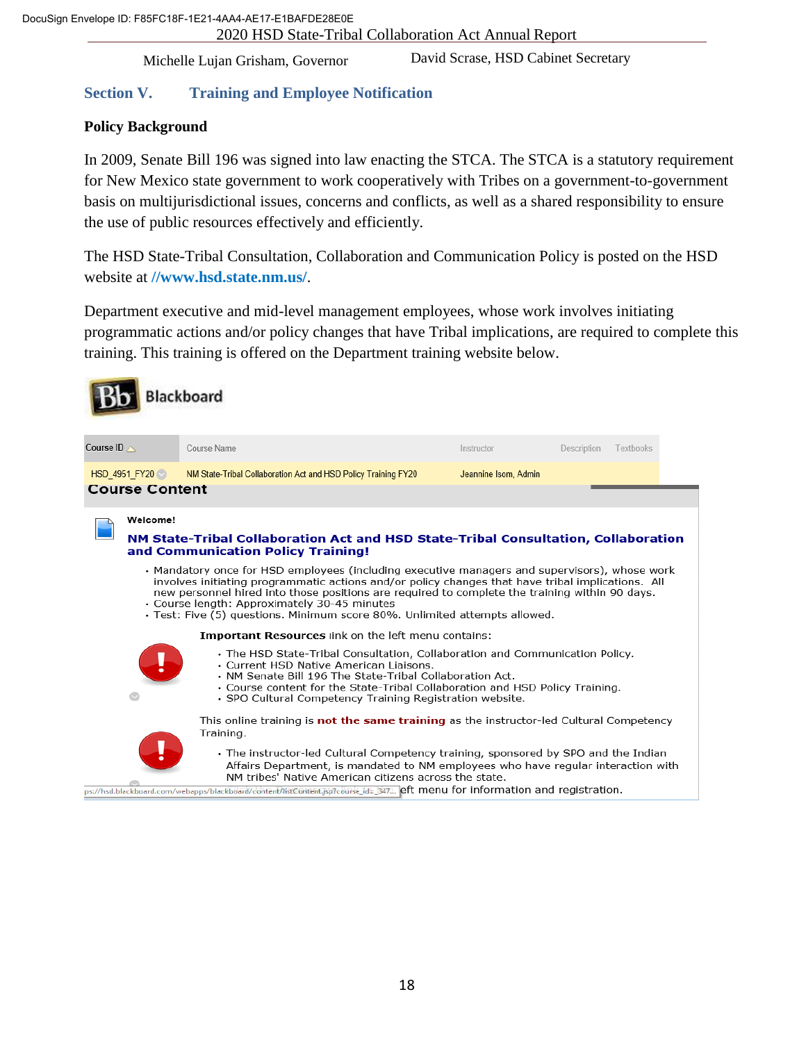## Section V. Training and Employee Notification

**Policy Background**

In 2009, Senate Bill 196 was signed into law enacting the STCA. The STCA is a statutory requirement for New Mexico state government to work cooperatively with Tribes on a government-to-government basis on multijurisdictional issues, concerns and conflicts, as well as a shared responsibility to ensure the use of public resources effectively and efficiently.

The HSD State-Tribal Consultation, Collaboration and Communication Policy is posted on the HSD website at **//www.hsd.state.nm.us/**.

Department executive and mid-level management employees, whose work involves initiating programmatic actions and/or policy changes that have Tribal implications, are required to complete this training. This training is offered on the Department training website below.

Blackboard

| Course ID | Course Name | Instructor | Description | Textbooks |
|---|---|---|---|---|
| HSD_4951_FY20 | NM State-Tribal Collaboration Act and HSD Policy Training FY20 | Jeannine Isom, Admin | | |

**Course Content**

**Welcome!**

**NM State-Tribal Collaboration Act and HSD State-Tribal Consultation, Collaboration and Communication Policy Training!**

- Mandatory once for HSD employees (including executive managers and supervisors), whose work involves initiating programmatic actions and/or policy changes that have tribal implications. All new personnel hired into those positions are required to complete the training within 90 days.
- Course length: Approximately 30-45 minutes
- Test: Five (5) questions. Minimum score 80%. Unlimited attempts allowed.

**Important Resources** link on the left menu contains:

- The HSD State-Tribal Consultation, Collaboration and Communication Policy.
- Current HSD Native American Liaisons.
- NM Senate Bill 196 The State-Tribal Collaboration Act.
- Course content for the State-Tribal Collaboration and HSD Policy Training.
- SPO Cultural Competency Training Registration website.

This online training is **not the same training** as the instructor-led Cultural Competency Training.

- The instructor-led Cultural Competency training, sponsored by SPO and the Indian Affairs Department, is mandated to NM employees who have regular interaction with NM tribes' Native American citizens across the state.

ps://hsd.blackboard.com/webapps/blackboard/content/listContent.jsp?course_id=_347... left menu for information and registration.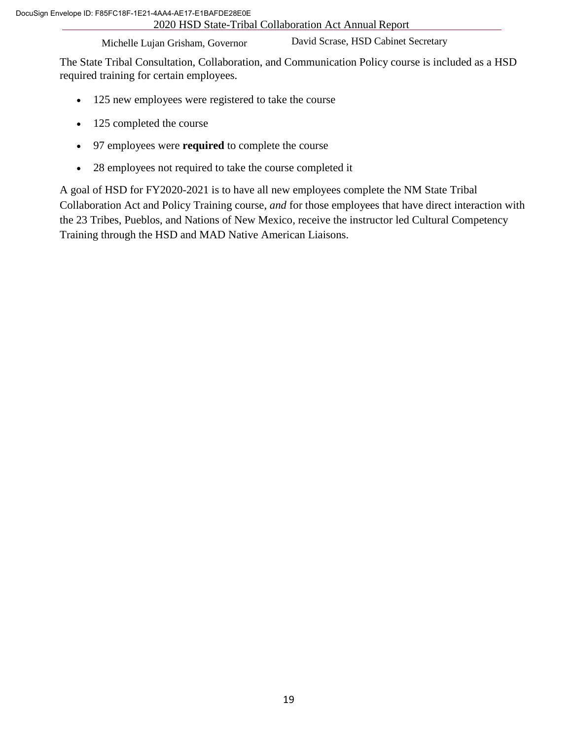The State Tribal Consultation, Collaboration, and Communication Policy course is included as a HSD required training for certain employees.

- 125 new employees were registered to take the course
- 125 completed the course
- 97 employees were **required** to complete the course
- 28 employees not required to take the course completed it

A goal of HSD for FY2020-2021 is to have all new employees complete the NM State Tribal Collaboration Act and Policy Training course, *and* for those employees that have direct interaction with the 23 Tribes, Pueblos, and Nations of New Mexico, receive the instructor led Cultural Competency Training through the HSD and MAD Native American Liaisons.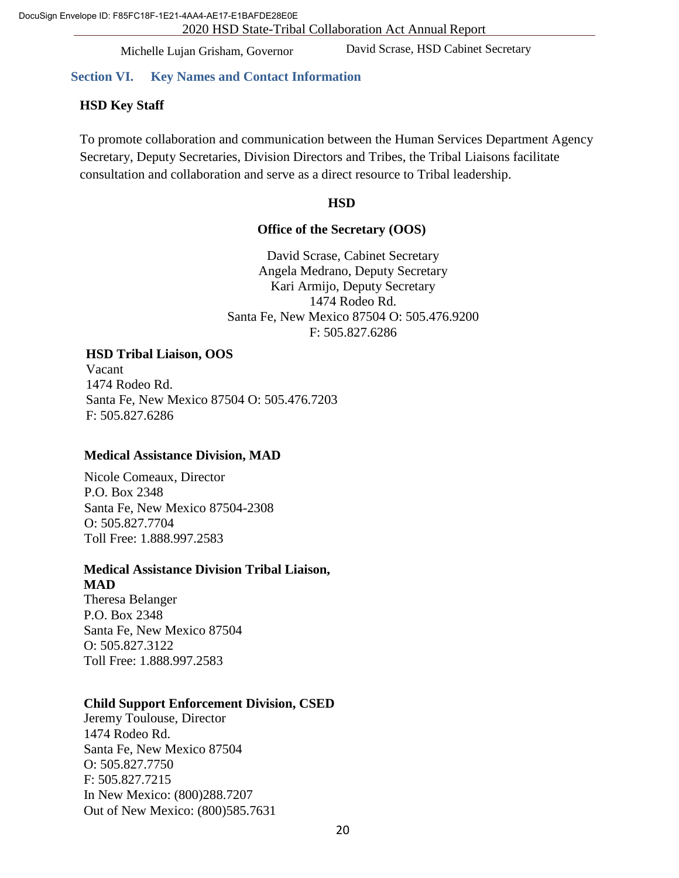## Section VI. Key Names and Contact Information

**HSD Key Staff**

To promote collaboration and communication between the Human Services Department Agency Secretary, Deputy Secretaries, Division Directors and Tribes, the Tribal Liaisons facilitate consultation and collaboration and serve as a direct resource to Tribal leadership.

**HSD**

**Office of the Secretary (OOS)**

David Scrase, Cabinet Secretary
Angela Medrano, Deputy Secretary
Kari Armijo, Deputy Secretary
1474 Rodeo Rd.
Santa Fe, New Mexico 87504 O: 505.476.9200
F: 505.827.6286

**HSD Tribal Liaison, OOS**
Vacant
1474 Rodeo Rd.
Santa Fe, New Mexico 87504 O: 505.476.7203
F: 505.827.6286

**Medical Assistance Division, MAD**

Nicole Comeaux, Director
P.O. Box 2348
Santa Fe, New Mexico 87504-2308
O: 505.827.7704
Toll Free: 1.888.997.2583

**Medical Assistance Division Tribal Liaison, MAD**
Theresa Belanger
P.O. Box 2348
Santa Fe, New Mexico 87504
O: 505.827.3122
Toll Free: 1.888.997.2583

**Child Support Enforcement Division, CSED**
Jeremy Toulouse, Director
1474 Rodeo Rd.
Santa Fe, New Mexico 87504
O: 505.827.7750
F: 505.827.7215
In New Mexico: (800)288.7207
Out of New Mexico: (800)585.7631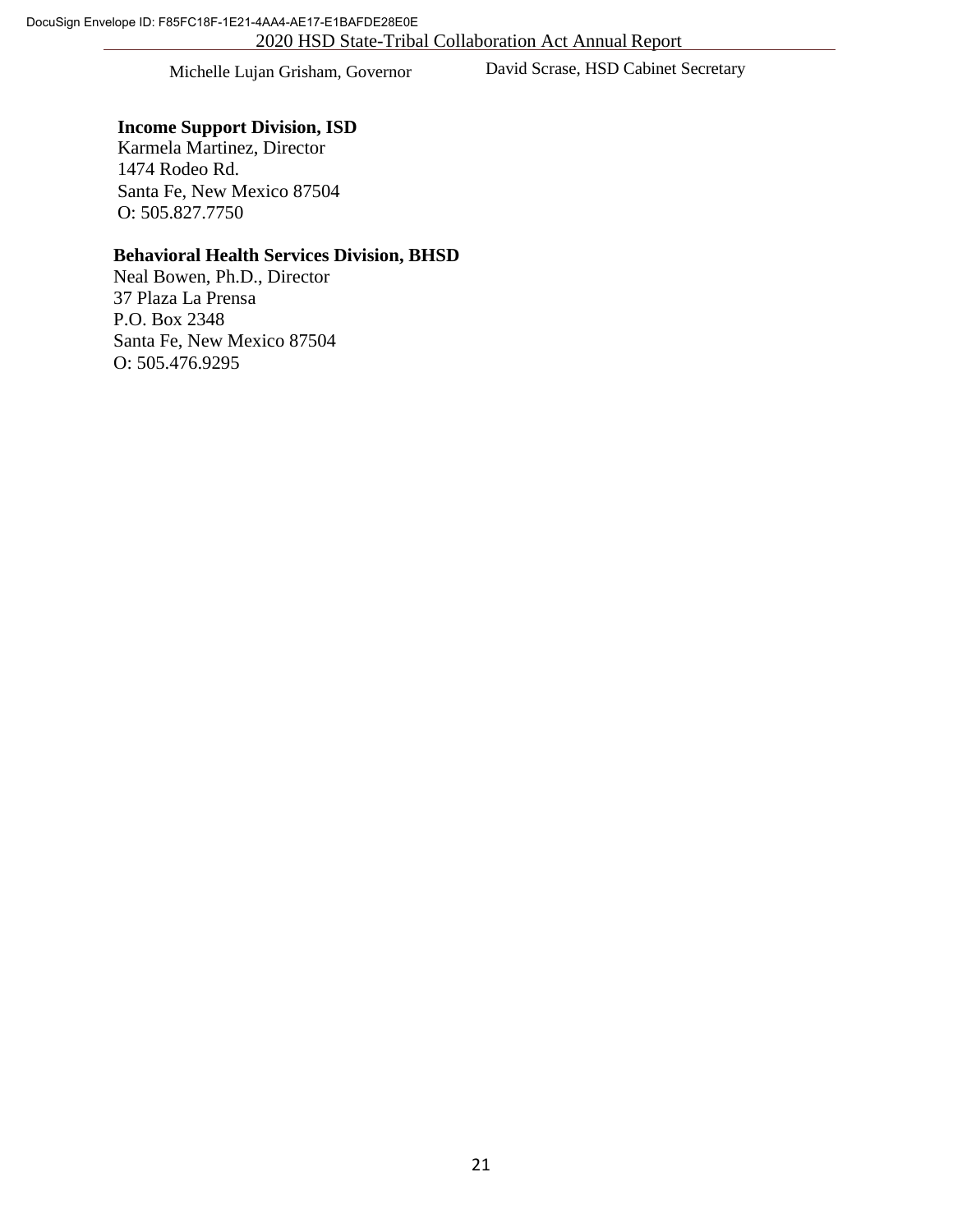**Income Support Division, ISD**
Karmela Martinez, Director
1474 Rodeo Rd.
Santa Fe, New Mexico 87504
O: 505.827.7750

**Behavioral Health Services Division, BHSD**
Neal Bowen, Ph.D., Director
37 Plaza La Prensa
P.O. Box 2348
Santa Fe, New Mexico 87504
O: 505.476.9295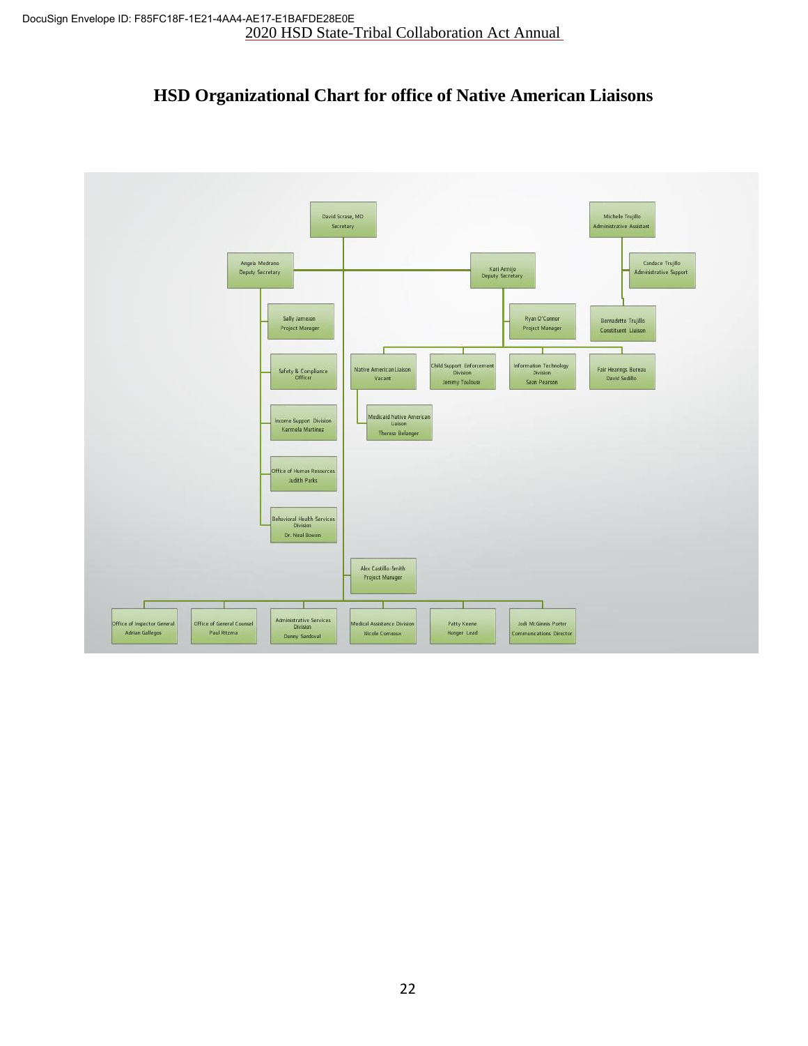# HSD Organizational Chart for office of Native American Liaisons

- David Scrase, MD — Secretary
  - Angela Medrano — Deputy Secretary
    - Sally Jameson — Project Manager
    - Safety & Compliance Officer
    - Income Support Division — Karmela Martinez
    - Office of Human Resources — Judith Parks
    - Behavioral Health Services Division — Dr. Neal Bowen
  - Kari Armijo — Deputy Secretary
    - Ryan O'Connor — Project Manager
    - Native American Liaison — Vacant
      - Medicaid Native American Liaison — Theresa Belanger
    - Child Support Enforcement Division — Jemmy Toulouse
    - Information Technology Division — Sean Pearson
    - Fair Hearings Bureau — David Sedillo
  - Alex Castillo-Smith — Project Manager
  - Office of Inspector General — Adrian Gallegos
  - Office of General Counsel — Paul Ritzma
  - Administrative Services Division — Danny Sandoval
  - Medical Assistance Division — Nicole Comeaux
  - Patty Keene — Hunger Lead
  - Jodi McGinnis Porter — Communications Director
- Michelle Trujillo — Administrative Assistant
  - Candace Trujillo — Administrative Support
  - Bernadette Trujillo — Constituent Liaison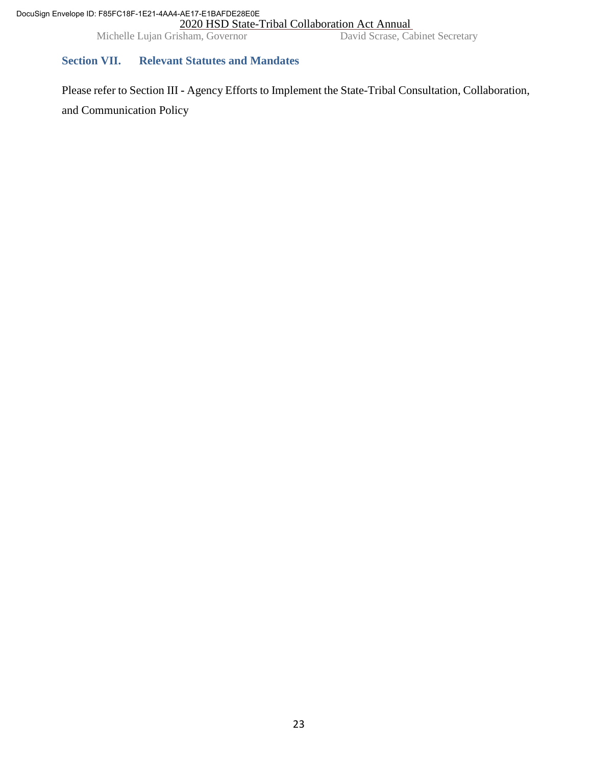## Section VII. Relevant Statutes and Mandates

Please refer to Section III - Agency Efforts to Implement the State-Tribal Consultation, Collaboration, and Communication Policy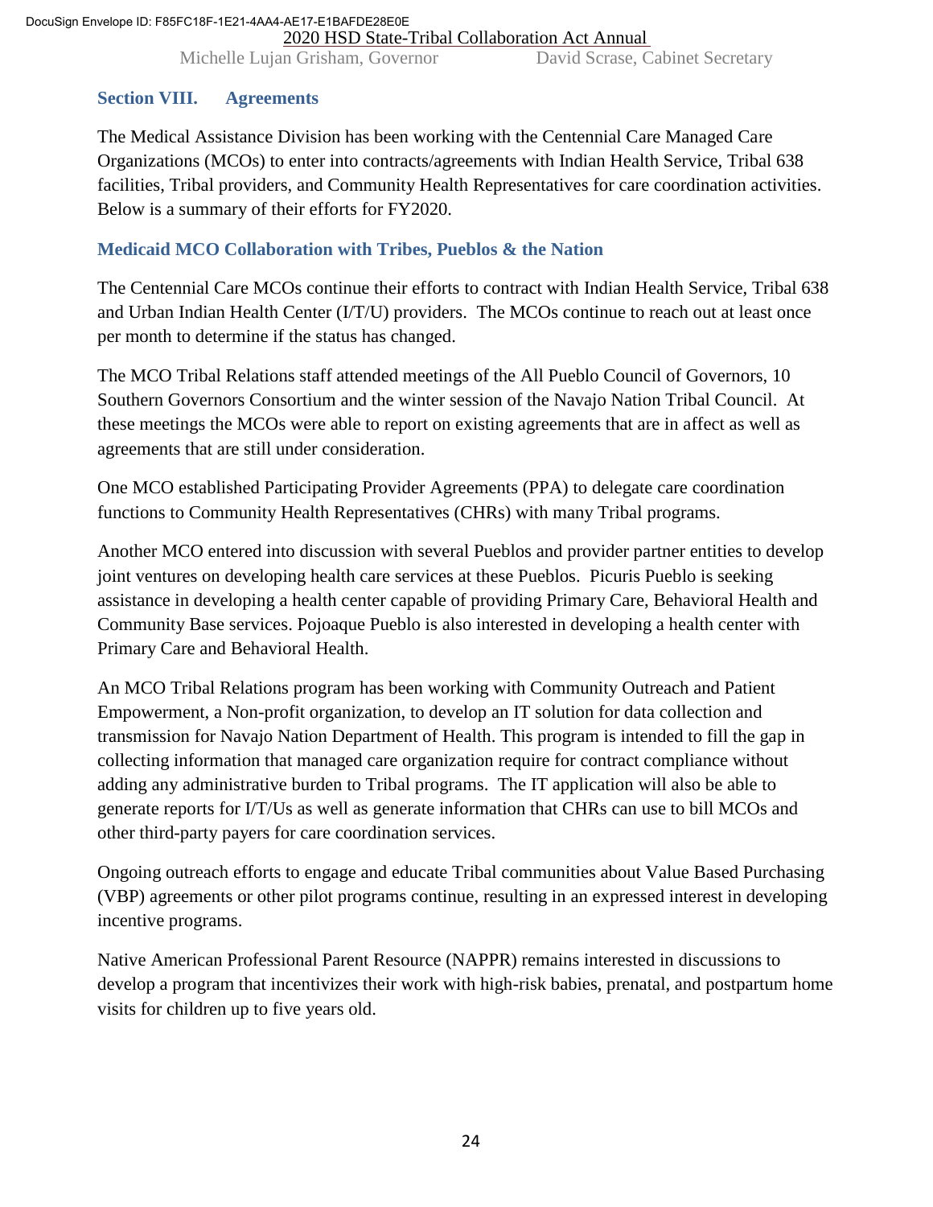## Section VIII. Agreements

The Medical Assistance Division has been working with the Centennial Care Managed Care Organizations (MCOs) to enter into contracts/agreements with Indian Health Service, Tribal 638 facilities, Tribal providers, and Community Health Representatives for care coordination activities. Below is a summary of their efforts for FY2020.

### Medicaid MCO Collaboration with Tribes, Pueblos & the Nation

The Centennial Care MCOs continue their efforts to contract with Indian Health Service, Tribal 638 and Urban Indian Health Center (I/T/U) providers. The MCOs continue to reach out at least once per month to determine if the status has changed.

The MCO Tribal Relations staff attended meetings of the All Pueblo Council of Governors, 10 Southern Governors Consortium and the winter session of the Navajo Nation Tribal Council. At these meetings the MCOs were able to report on existing agreements that are in affect as well as agreements that are still under consideration.

One MCO established Participating Provider Agreements (PPA) to delegate care coordination functions to Community Health Representatives (CHRs) with many Tribal programs.

Another MCO entered into discussion with several Pueblos and provider partner entities to develop joint ventures on developing health care services at these Pueblos. Picuris Pueblo is seeking assistance in developing a health center capable of providing Primary Care, Behavioral Health and Community Base services. Pojoaque Pueblo is also interested in developing a health center with Primary Care and Behavioral Health.

An MCO Tribal Relations program has been working with Community Outreach and Patient Empowerment, a Non-profit organization, to develop an IT solution for data collection and transmission for Navajo Nation Department of Health. This program is intended to fill the gap in collecting information that managed care organization require for contract compliance without adding any administrative burden to Tribal programs. The IT application will also be able to generate reports for I/T/Us as well as generate information that CHRs can use to bill MCOs and other third-party payers for care coordination services.

Ongoing outreach efforts to engage and educate Tribal communities about Value Based Purchasing (VBP) agreements or other pilot programs continue, resulting in an expressed interest in developing incentive programs.

Native American Professional Parent Resource (NAPPR) remains interested in discussions to develop a program that incentivizes their work with high-risk babies, prenatal, and postpartum home visits for children up to five years old.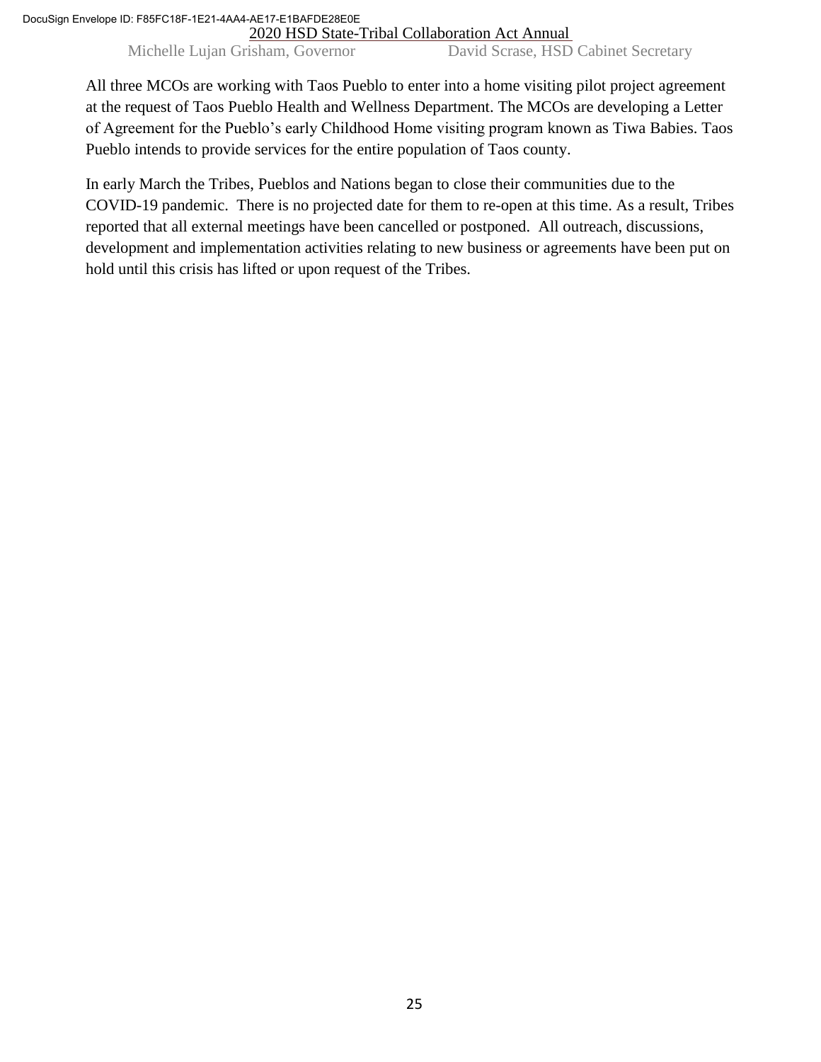All three MCOs are working with Taos Pueblo to enter into a home visiting pilot project agreement at the request of Taos Pueblo Health and Wellness Department. The MCOs are developing a Letter of Agreement for the Pueblo's early Childhood Home visiting program known as Tiwa Babies. Taos Pueblo intends to provide services for the entire population of Taos county.

In early March the Tribes, Pueblos and Nations began to close their communities due to the COVID-19 pandemic. There is no projected date for them to re-open at this time. As a result, Tribes reported that all external meetings have been cancelled or postponed. All outreach, discussions, development and implementation activities relating to new business or agreements have been put on hold until this crisis has lifted or upon request of the Tribes.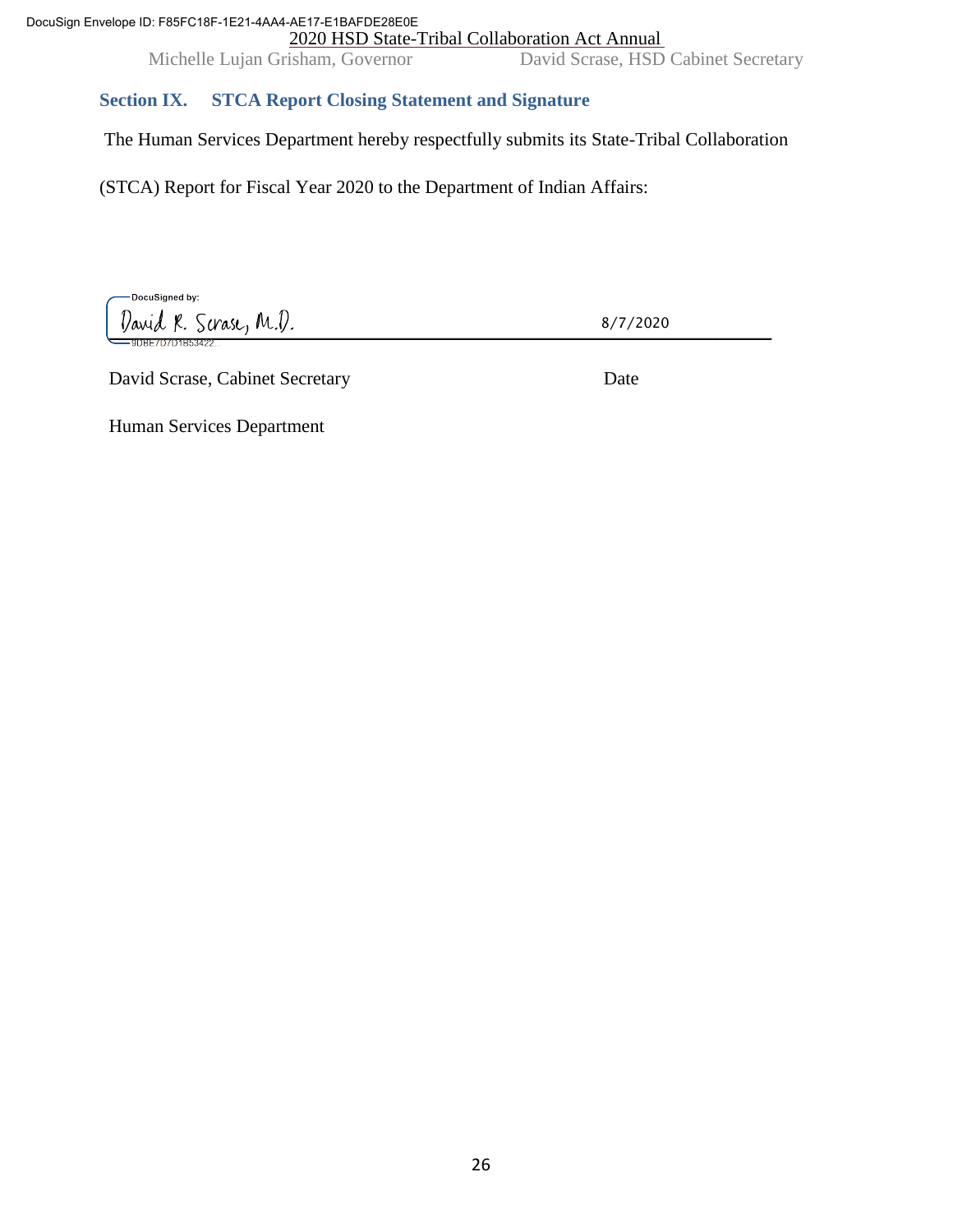## Section IX. STCA Report Closing Statement and Signature

The Human Services Department hereby respectfully submits its State-Tribal Collaboration (STCA) Report for Fiscal Year 2020 to the Department of Indian Affairs:

DocuSigned by:
David R. Scrase, M.D.
9DBE7D7D1B53422...

8/7/2020

David Scrase, Cabinet Secretary — Date

Human Services Department